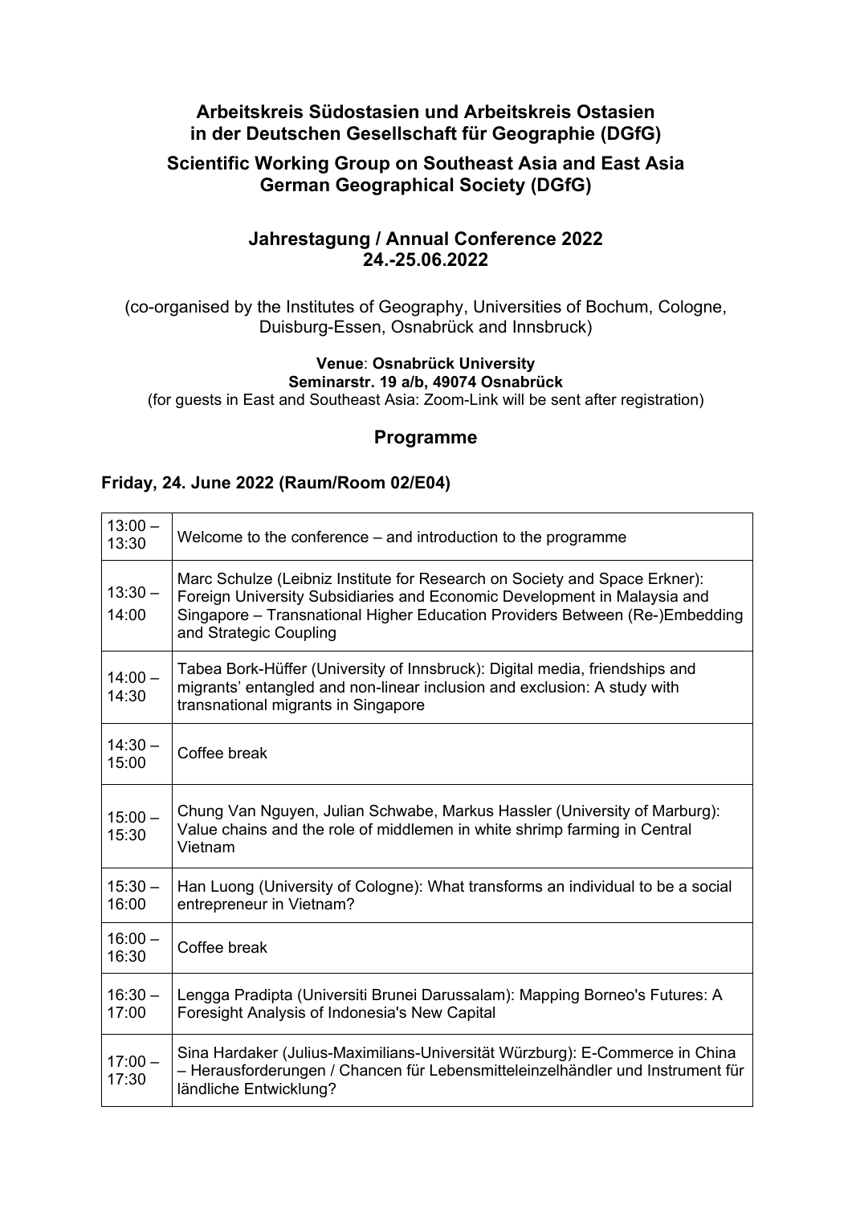## Arbeitskreis Südostasien und Arbeitskreis Ostasien in der Deutschen Gesellschaft für Geographie (DGfG)

## Scientific Working Group on Southeast Asia and East Asia German Geographical Society (DGfG)

## Jahrestagung / Annual Conference 2022 24.-25.06.2022

(co-organised by the Institutes of Geography, Universities of Bochum, Cologne, Duisburg-Essen, Osnabrück and Innsbruck)

**Venue**: **Osnabrück University**
**Seminarstr. 19 a/b, 49074 Osnabrück**
(for guests in East and Southeast Asia: Zoom-Link will be sent after registration)

## Programme

### Friday, 24. June 2022 (Raum/Room 02/E04)

| | |
|---|---|
| 13:00 – 13:30 | Welcome to the conference – and introduction to the programme |
| 13:30 – 14:00 | Marc Schulze (Leibniz Institute for Research on Society and Space Erkner): Foreign University Subsidiaries and Economic Development in Malaysia and Singapore – Transnational Higher Education Providers Between (Re-)Embedding and Strategic Coupling |
| 14:00 – 14:30 | Tabea Bork-Hüffer (University of Innsbruck): Digital media, friendships and migrants' entangled and non-linear inclusion and exclusion: A study with transnational migrants in Singapore |
| 14:30 – 15:00 | Coffee break |
| 15:00 – 15:30 | Chung Van Nguyen, Julian Schwabe, Markus Hassler (University of Marburg): Value chains and the role of middlemen in white shrimp farming in Central Vietnam |
| 15:30 – 16:00 | Han Luong (University of Cologne): What transforms an individual to be a social entrepreneur in Vietnam? |
| 16:00 – 16:30 | Coffee break |
| 16:30 – 17:00 | Lengga Pradipta (Universiti Brunei Darussalam): Mapping Borneo's Futures: A Foresight Analysis of Indonesia's New Capital |
| 17:00 – 17:30 | Sina Hardaker (Julius-Maximilians-Universität Würzburg): E-Commerce in China – Herausforderungen / Chancen für Lebensmitteleinzelhändler und Instrument für ländliche Entwicklung? |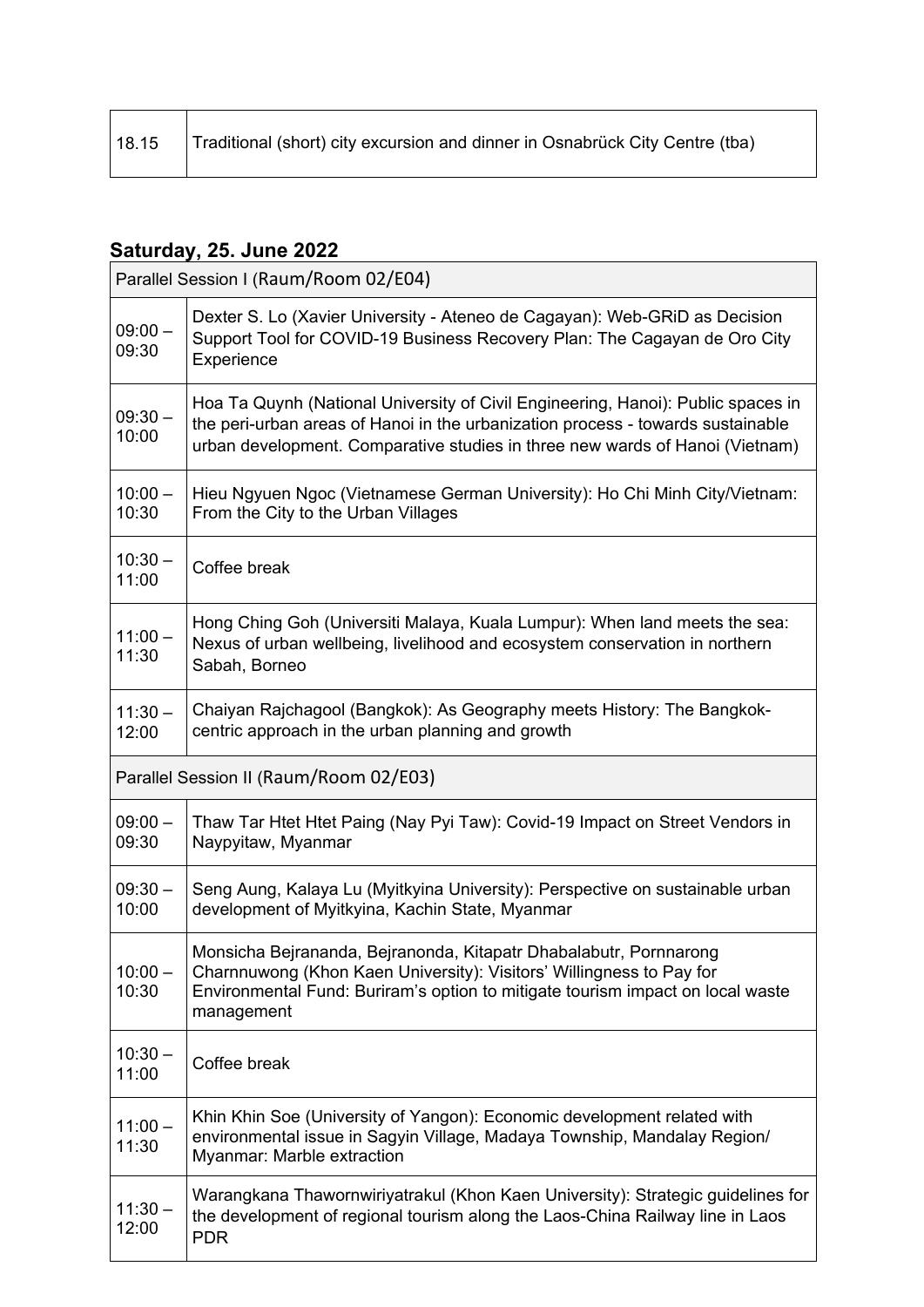| | |
|---|---|
| 18.15 | Traditional (short) city excursion and dinner in Osnabrück City Centre (tba) |

## Saturday, 25. June 2022

| Parallel Session I (Raum/Room 02/E04) | |
|---|---|
| 09:00 – 09:30 | Dexter S. Lo (Xavier University - Ateneo de Cagayan): Web-GRiD as Decision Support Tool for COVID-19 Business Recovery Plan: The Cagayan de Oro City Experience |
| 09:30 – 10:00 | Hoa Ta Quynh (National University of Civil Engineering, Hanoi): Public spaces in the peri-urban areas of Hanoi in the urbanization process - towards sustainable urban development. Comparative studies in three new wards of Hanoi (Vietnam) |
| 10:00 – 10:30 | Hieu Ngyuen Ngoc (Vietnamese German University): Ho Chi Minh City/Vietnam: From the City to the Urban Villages |
| 10:30 – 11:00 | Coffee break |
| 11:00 – 11:30 | Hong Ching Goh (Universiti Malaya, Kuala Lumpur): When land meets the sea: Nexus of urban wellbeing, livelihood and ecosystem conservation in northern Sabah, Borneo |
| 11:30 – 12:00 | Chaiyan Rajchagool (Bangkok): As Geography meets History: The Bangkok-centric approach in the urban planning and growth |

| Parallel Session II (Raum/Room 02/E03) | |
|---|---|
| 09:00 – 09:30 | Thaw Tar Htet Htet Paing (Nay Pyi Taw): Covid-19 Impact on Street Vendors in Naypyitaw, Myanmar |
| 09:30 – 10:00 | Seng Aung, Kalaya Lu (Myitkyina University): Perspective on sustainable urban development of Myitkyina, Kachin State, Myanmar |
| 10:00 – 10:30 | Monsicha Bejrananda, Bejranonda, Kitapatr Dhabalabutr, Pornnarong Charnnuwong (Khon Kaen University): Visitors' Willingness to Pay for Environmental Fund: Buriram's option to mitigate tourism impact on local waste management |
| 10:30 – 11:00 | Coffee break |
| 11:00 – 11:30 | Khin Khin Soe (University of Yangon): Economic development related with environmental issue in Sagyin Village, Madaya Township, Mandalay Region/ Myanmar: Marble extraction |
| 11:30 – 12:00 | Warangkana Thawornwiriyatrakul (Khon Kaen University): Strategic guidelines for the development of regional tourism along the Laos-China Railway line in Laos PDR |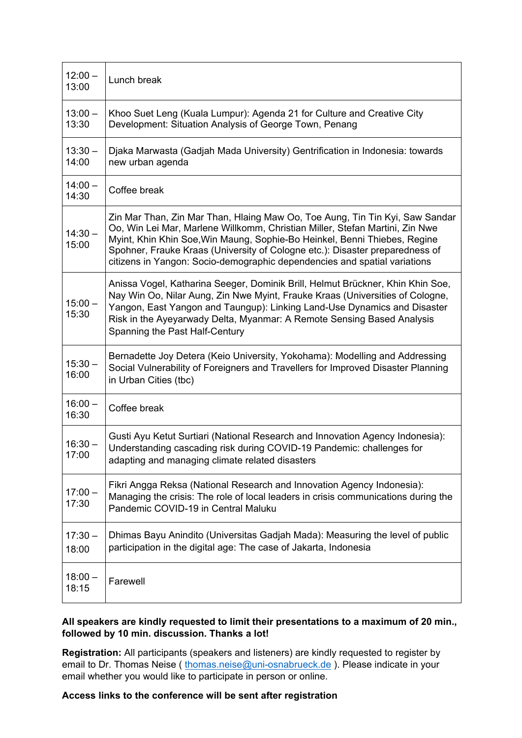| | |
|---|---|
| 12:00 – 13:00 | Lunch break |
| 13:00 – 13:30 | Khoo Suet Leng (Kuala Lumpur): Agenda 21 for Culture and Creative City Development: Situation Analysis of George Town, Penang |
| 13:30 – 14:00 | Djaka Marwasta (Gadjah Mada University) Gentrification in Indonesia: towards new urban agenda |
| 14:00 – 14:30 | Coffee break |
| 14:30 – 15:00 | Zin Mar Than, Zin Mar Than, Hlaing Maw Oo, Toe Aung, Tin Tin Kyi, Saw Sandar Oo, Win Lei Mar, Marlene Willkomm, Christian Miller, Stefan Martini, Zin Nwe Myint, Khin Khin Soe,Win Maung, Sophie-Bo Heinkel, Benni Thiebes, Regine Spohner, Frauke Kraas (University of Cologne etc.): Disaster preparedness of citizens in Yangon: Socio-demographic dependencies and spatial variations |
| 15:00 – 15:30 | Anissa Vogel, Katharina Seeger, Dominik Brill, Helmut Brückner, Khin Khin Soe, Nay Win Oo, Nilar Aung, Zin Nwe Myint, Frauke Kraas (Universities of Cologne, Yangon, East Yangon and Taungup): Linking Land-Use Dynamics and Disaster Risk in the Ayeyarwady Delta, Myanmar: A Remote Sensing Based Analysis Spanning the Past Half-Century |
| 15:30 – 16:00 | Bernadette Joy Detera (Keio University, Yokohama): Modelling and Addressing Social Vulnerability of Foreigners and Travellers for Improved Disaster Planning in Urban Cities (tbc) |
| 16:00 – 16:30 | Coffee break |
| 16:30 – 17:00 | Gusti Ayu Ketut Surtiari (National Research and Innovation Agency Indonesia): Understanding cascading risk during COVID-19 Pandemic: challenges for adapting and managing climate related disasters |
| 17:00 – 17:30 | Fikri Angga Reksa (National Research and Innovation Agency Indonesia): Managing the crisis: The role of local leaders in crisis communications during the Pandemic COVID-19 in Central Maluku |
| 17:30 – 18:00 | Dhimas Bayu Anindito (Universitas Gadjah Mada): Measuring the level of public participation in the digital age: The case of Jakarta, Indonesia |
| 18:00 – 18:15 | Farewell |

**All speakers are kindly requested to limit their presentations to a maximum of 20 min., followed by 10 min. discussion. Thanks a lot!**

**Registration:** All participants (speakers and listeners) are kindly requested to register by email to Dr. Thomas Neise ( thomas.neise@uni-osnabrueck.de ). Please indicate in your email whether you would like to participate in person or online.

**Access links to the conference will be sent after registration**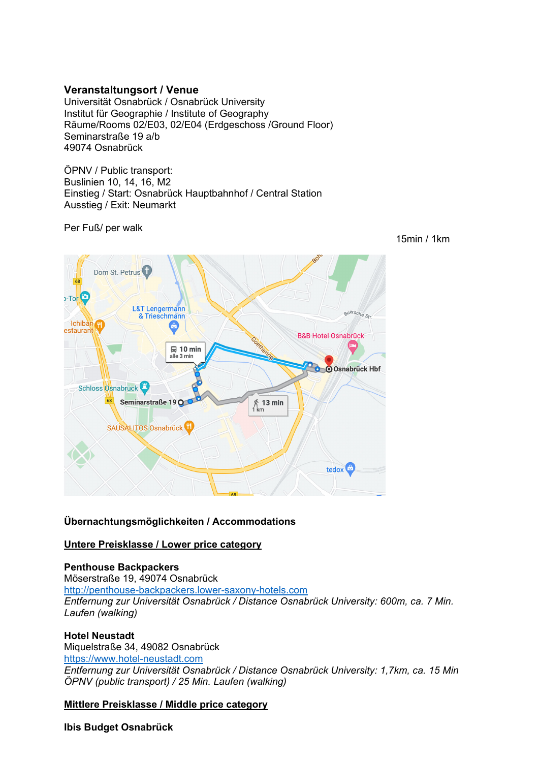**Veranstaltungsort / Venue**
Universität Osnabrück / Osnabrück University
Institut für Geographie / Institute of Geography
Räume/Rooms 02/E03, 02/E04 (Erdgeschoss /Ground Floor)
Seminarstraße 19 a/b
49074 Osnabrück

ÖPNV / Public transport:
Buslinien 10, 14, 16, M2
Einstieg / Start: Osnabrück Hauptbahnhof / Central Station
Ausstieg / Exit: Neumarkt

Per Fuß/ per walk

15min / 1km

**Übernachtungsmöglichkeiten / Accommodations**

**Untere Preisklasse / Lower price category**

**Penthouse Backpackers**
Möserstraße 19, 49074 Osnabrück
http://penthouse-backpackers.lower-saxony-hotels.com
*Entfernung zur Universität Osnabrück / Distance Osnabrück University: 600m, ca. 7 Min. Laufen (walking)*

**Hotel Neustadt**
Miquelstraße 34, 49082 Osnabrück
https://www.hotel-neustadt.com
*Entfernung zur Universität Osnabrück / Distance Osnabrück University: 1,7km, ca. 15 Min ÖPNV (public transport) / 25 Min. Laufen (walking)*

**Mittlere Preisklasse / Middle price category**

**Ibis Budget Osnabrück**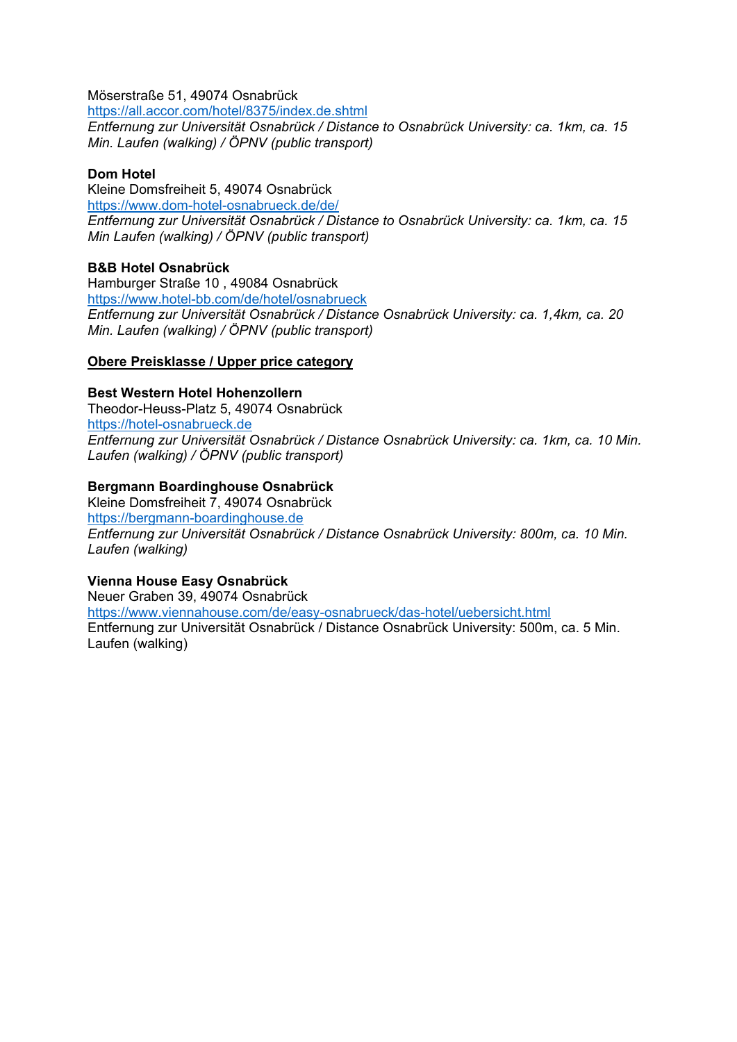Möserstraße 51, 49074 Osnabrück
https://all.accor.com/hotel/8375/index.de.shtml
*Entfernung zur Universität Osnabrück / Distance to Osnabrück University: ca. 1km, ca. 15 Min. Laufen (walking) / ÖPNV (public transport)*

**Dom Hotel**
Kleine Domsfreiheit 5, 49074 Osnabrück
https://www.dom-hotel-osnabrueck.de/de/
*Entfernung zur Universität Osnabrück / Distance to Osnabrück University: ca. 1km, ca. 15 Min Laufen (walking) / ÖPNV (public transport)*

**B&B Hotel Osnabrück**
Hamburger Straße 10 , 49084 Osnabrück
https://www.hotel-bb.com/de/hotel/osnabrueck
*Entfernung zur Universität Osnabrück / Distance Osnabrück University: ca. 1,4km, ca. 20 Min. Laufen (walking) / ÖPNV (public transport)*

**<u>Obere Preisklasse / Upper price category</u>**

**Best Western Hotel Hohenzollern**
Theodor-Heuss-Platz 5, 49074 Osnabrück
https://hotel-osnabrueck.de
*Entfernung zur Universität Osnabrück / Distance Osnabrück University: ca. 1km, ca. 10 Min. Laufen (walking) / ÖPNV (public transport)*

**Bergmann Boardinghouse Osnabrück**
Kleine Domsfreiheit 7, 49074 Osnabrück
https://bergmann-boardinghouse.de
*Entfernung zur Universität Osnabrück / Distance Osnabrück University: 800m, ca. 10 Min. Laufen (walking)*

**Vienna House Easy Osnabrück**
Neuer Graben 39, 49074 Osnabrück
https://www.viennahouse.com/de/easy-osnabrueck/das-hotel/uebersicht.html
Entfernung zur Universität Osnabrück / Distance Osnabrück University: 500m, ca. 5 Min. Laufen (walking)